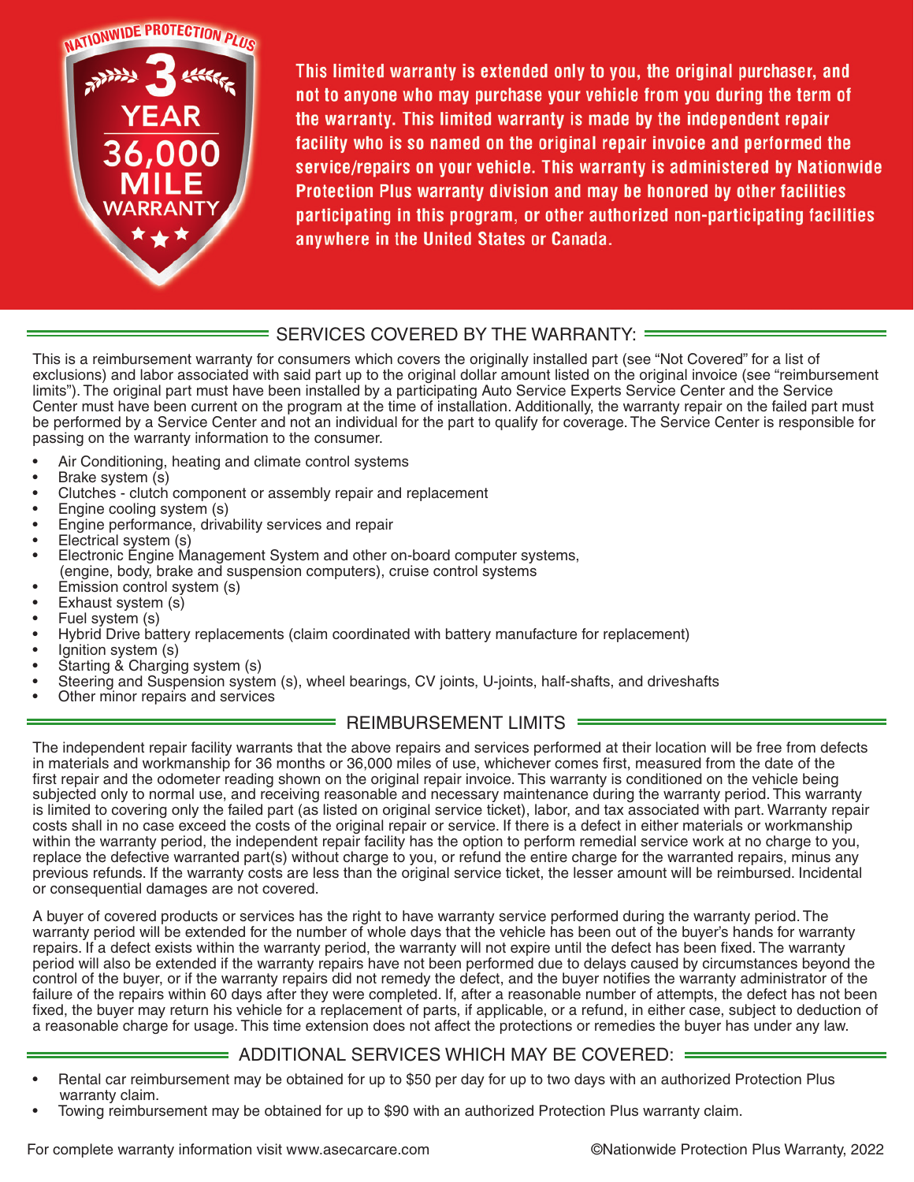NATIONWIDE PROTECTION PLUS

# 3 YEAR 36,000 MILE WARRANTY

**This limited warranty is extended only to you, the original purchaser, and not to anyone who may purchase your vehicle from you during the term of the warranty. This limited warranty is made by the independent repair facility who is so named on the original repair invoice and performed the service/repairs on your vehicle. This warranty is administered by Nationwide Protection Plus warranty division and may be honored by other facilities participating in this program, or other authorized non-participating facilities anywhere in the United States or Canada.**

## SERVICES COVERED BY THE WARRANTY:

This is a reimbursement warranty for consumers which covers the originally installed part (see "Not Covered" for a list of exclusions) and labor associated with said part up to the original dollar amount listed on the original invoice (see "reimbursement limits"). The original part must have been installed by a participating Auto Service Experts Service Center and the Service Center must have been current on the program at the time of installation. Additionally, the warranty repair on the failed part must be performed by a Service Center and not an individual for the part to qualify for coverage. The Service Center is responsible for passing on the warranty information to the consumer.

- Air Conditioning, heating and climate control systems
- Brake system (s)
- Clutches - clutch component or assembly repair and replacement
- Engine cooling system (s)
- Engine performance, drivability services and repair
- Electrical system (s)
- Electronic Engine Management System and other on-board computer systems, (engine, body, brake and suspension computers), cruise control systems
- Emission control system (s)
- Exhaust system (s)
- Fuel system (s)
- Hybrid Drive battery replacements (claim coordinated with battery manufacture for replacement)
- Ignition system (s)
- Starting & Charging system (s)
- Steering and Suspension system (s), wheel bearings, CV joints, U-joints, half-shafts, and driveshafts
- Other minor repairs and services

## REIMBURSEMENT LIMITS

The independent repair facility warrants that the above repairs and services performed at their location will be free from defects in materials and workmanship for 36 months or 36,000 miles of use, whichever comes first, measured from the date of the first repair and the odometer reading shown on the original repair invoice. This warranty is conditioned on the vehicle being subjected only to normal use, and receiving reasonable and necessary maintenance during the warranty period. This warranty is limited to covering only the failed part (as listed on original service ticket), labor, and tax associated with part. Warranty repair costs shall in no case exceed the costs of the original repair or service. If there is a defect in either materials or workmanship within the warranty period, the independent repair facility has the option to perform remedial service work at no charge to you, replace the defective warranted part(s) without charge to you, or refund the entire charge for the warranted repairs, minus any previous refunds. If the warranty costs are less than the original service ticket, the lesser amount will be reimbursed. Incidental or consequential damages are not covered.

A buyer of covered products or services has the right to have warranty service performed during the warranty period. The warranty period will be extended for the number of whole days that the vehicle has been out of the buyer's hands for warranty repairs. If a defect exists within the warranty period, the warranty will not expire until the defect has been fixed. The warranty period will also be extended if the warranty repairs have not been performed due to delays caused by circumstances beyond the control of the buyer, or if the warranty repairs did not remedy the defect, and the buyer notifies the warranty administrator of the failure of the repairs within 60 days after they were completed. If, after a reasonable number of attempts, the defect has not been fixed, the buyer may return his vehicle for a replacement of parts, if applicable, or a refund, in either case, subject to deduction of a reasonable charge for usage. This time extension does not affect the protections or remedies the buyer has under any law.

## ADDITIONAL SERVICES WHICH MAY BE COVERED:

- Rental car reimbursement may be obtained for up to $50 per day for up to two days with an authorized Protection Plus warranty claim.
- Towing reimbursement may be obtained for up to $90 with an authorized Protection Plus warranty claim.

For complete warranty information visit www.asecarcare.com

©Nationwide Protection Plus Warranty, 2022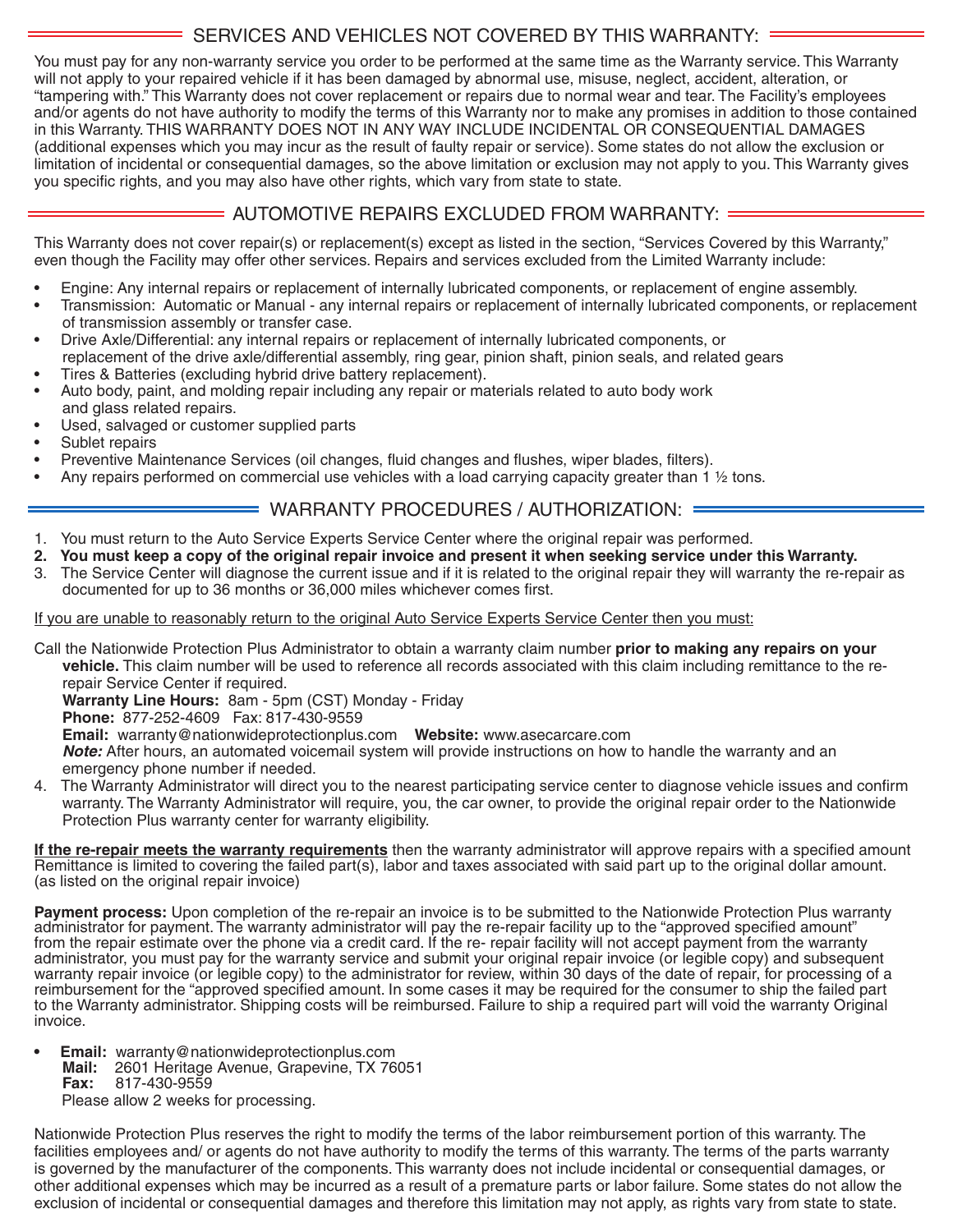## SERVICES AND VEHICLES NOT COVERED BY THIS WARRANTY:

You must pay for any non-warranty service you order to be performed at the same time as the Warranty service. This Warranty will not apply to your repaired vehicle if it has been damaged by abnormal use, misuse, neglect, accident, alteration, or "tampering with." This Warranty does not cover replacement or repairs due to normal wear and tear. The Facility's employees and/or agents do not have authority to modify the terms of this Warranty nor to make any promises in addition to those contained in this Warranty. THIS WARRANTY DOES NOT IN ANY WAY INCLUDE INCIDENTAL OR CONSEQUENTIAL DAMAGES (additional expenses which you may incur as the result of faulty repair or service). Some states do not allow the exclusion or limitation of incidental or consequential damages, so the above limitation or exclusion may not apply to you. This Warranty gives you specific rights, and you may also have other rights, which vary from state to state.

## AUTOMOTIVE REPAIRS EXCLUDED FROM WARRANTY:

This Warranty does not cover repair(s) or replacement(s) except as listed in the section, "Services Covered by this Warranty," even though the Facility may offer other services. Repairs and services excluded from the Limited Warranty include:

- Engine: Any internal repairs or replacement of internally lubricated components, or replacement of engine assembly.
- Transmission: Automatic or Manual - any internal repairs or replacement of internally lubricated components, or replacement of transmission assembly or transfer case.
- Drive Axle/Differential: any internal repairs or replacement of internally lubricated components, or replacement of the drive axle/differential assembly, ring gear, pinion shaft, pinion seals, and related gears
- Tires & Batteries (excluding hybrid drive battery replacement).
- Auto body, paint, and molding repair including any repair or materials related to auto body work and glass related repairs.
- Used, salvaged or customer supplied parts
- Sublet repairs
- Preventive Maintenance Services (oil changes, fluid changes and flushes, wiper blades, filters).
- Any repairs performed on commercial use vehicles with a load carrying capacity greater than 1 ½ tons.

## WARRANTY PROCEDURES / AUTHORIZATION:

1. You must return to the Auto Service Experts Service Center where the original repair was performed.
2. **You must keep a copy of the original repair invoice and present it when seeking service under this Warranty.**
3. The Service Center will diagnose the current issue and if it is related to the original repair they will warranty the re-repair as documented for up to 36 months or 36,000 miles whichever comes first.

<u>If you are unable to reasonably return to the original Auto Service Experts Service Center then you must:</u>

Call the Nationwide Protection Plus Administrator to obtain a warranty claim number **prior to making any repairs on your vehicle.** This claim number will be used to reference all records associated with this claim including remittance to the re-repair Service Center if required.

**Warranty Line Hours:** 8am - 5pm (CST) Monday - Friday
**Phone:** 877-252-4609 Fax: 817-430-9559
**Email:** warranty@nationwideprotectionplus.com **Website:** www.asecarcare.com
***Note:*** After hours, an automated voicemail system will provide instructions on how to handle the warranty and an emergency phone number if needed.

4. The Warranty Administrator will direct you to the nearest participating service center to diagnose vehicle issues and confirm warranty. The Warranty Administrator will require, you, the car owner, to provide the original repair order to the Nationwide Protection Plus warranty center for warranty eligibility.

**<u>If the re-repair meets the warranty requirements</u>** then the warranty administrator will approve repairs with a specified amount Remittance is limited to covering the failed part(s), labor and taxes associated with said part up to the original dollar amount. (as listed on the original repair invoice)

**Payment process:** Upon completion of the re-repair an invoice is to be submitted to the Nationwide Protection Plus warranty administrator for payment. The warranty administrator will pay the re-repair facility up to the "approved specified amount" from the repair estimate over the phone via a credit card. If the re- repair facility will not accept payment from the warranty administrator, you must pay for the warranty service and submit your original repair invoice (or legible copy) and subsequent warranty repair invoice (or legible copy) to the administrator for review, within 30 days of the date of repair, for processing of a reimbursement for the "approved specified amount. In some cases it may be required for the consumer to ship the failed part to the Warranty administrator. Shipping costs will be reimbursed. Failure to ship a required part will void the warranty Original invoice.

- **Email:** warranty@nationwideprotectionplus.com
  **Mail:** 2601 Heritage Avenue, Grapevine, TX 76051
  **Fax:** 817-430-9559
  Please allow 2 weeks for processing.

Nationwide Protection Plus reserves the right to modify the terms of the labor reimbursement portion of this warranty. The facilities employees and/ or agents do not have authority to modify the terms of this warranty. The terms of the parts warranty is governed by the manufacturer of the components. This warranty does not include incidental or consequential damages, or other additional expenses which may be incurred as a result of a premature parts or labor failure. Some states do not allow the exclusion of incidental or consequential damages and therefore this limitation may not apply, as rights vary from state to state.